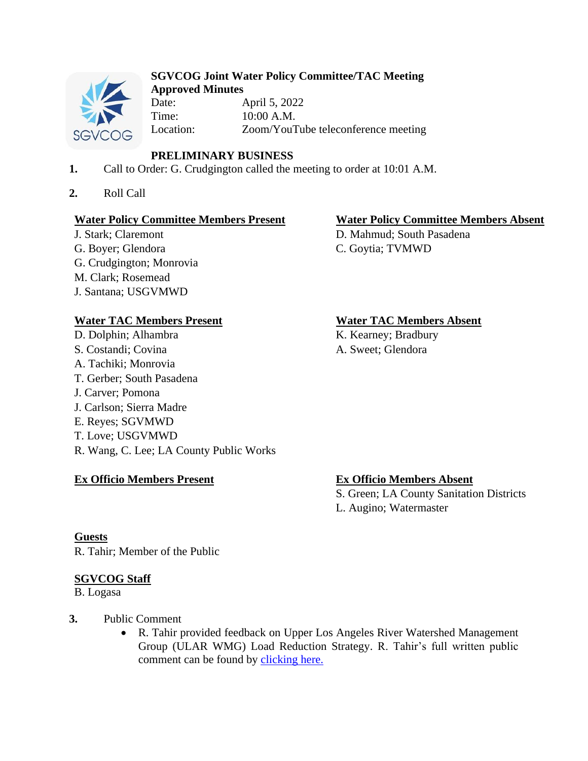**SGVCOG Joint Water Policy Committee/TAC Meeting**
**Approved Minutes**

Date: April 5, 2022
Time: 10:00 A.M.
Location: Zoom/YouTube teleconference meeting

**PRELIMINARY BUSINESS**

1. Call to Order: G. Crudgington called the meeting to order at 10:01 A.M.

2. Roll Call

**Water Policy Committee Members Present**
J. Stark; Claremont
G. Boyer; Glendora
G. Crudgington; Monrovia
M. Clark; Rosemead
J. Santana; USGVMWD

**Water Policy Committee Members Absent**
D. Mahmud; South Pasadena
C. Goytia; TVMWD

**Water TAC Members Present**
D. Dolphin; Alhambra
S. Costandi; Covina
A. Tachiki; Monrovia
T. Gerber; South Pasadena
J. Carver; Pomona
J. Carlson; Sierra Madre
E. Reyes; SGVMWD
T. Love; USGVMWD
R. Wang, C. Lee; LA County Public Works

**Water TAC Members Absent**
K. Kearney; Bradbury
A. Sweet; Glendora

**Ex Officio Members Present**

**Ex Officio Members Absent**
S. Green; LA County Sanitation Districts
L. Augino; Watermaster

**Guests**
R. Tahir; Member of the Public

**SGVCOG Staff**
B. Logasa

3. Public Comment
   - R. Tahir provided feedback on Upper Los Angeles River Watershed Management Group (ULAR WMG) Load Reduction Strategy. R. Tahir's full written public comment can be found by clicking here.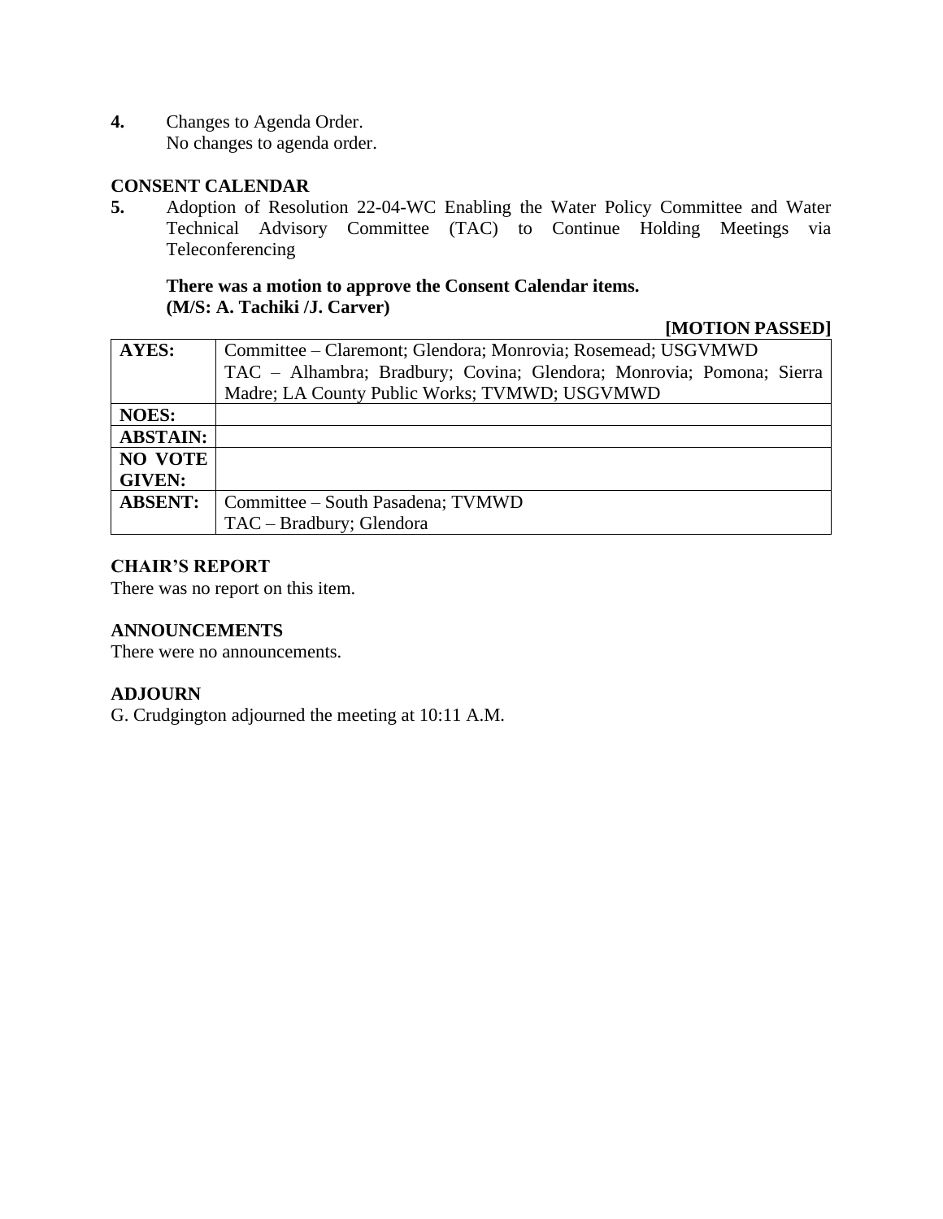**4.** Changes to Agenda Order.
No changes to agenda order.

**CONSENT CALENDAR**

**5.** Adoption of Resolution 22-04-WC Enabling the Water Policy Committee and Water Technical Advisory Committee (TAC) to Continue Holding Meetings via Teleconferencing

**There was a motion to approve the Consent Calendar items.**
**(M/S: A. Tachiki /J. Carver)**

**[MOTION PASSED]**

| | |
|---|---|
| **AYES:** | Committee – Claremont; Glendora; Monrovia; Rosemead; USGVMWD<br>TAC – Alhambra; Bradbury; Covina; Glendora; Monrovia; Pomona; Sierra Madre; LA County Public Works; TVMWD; USGVMWD |
| **NOES:** | |
| **ABSTAIN:** | |
| **NO VOTE GIVEN:** | |
| **ABSENT:** | Committee – South Pasadena; TVMWD<br>TAC – Bradbury; Glendora |

**CHAIR'S REPORT**

There was no report on this item.

**ANNOUNCEMENTS**

There were no announcements.

**ADJOURN**

G. Crudgington adjourned the meeting at 10:11 A.M.